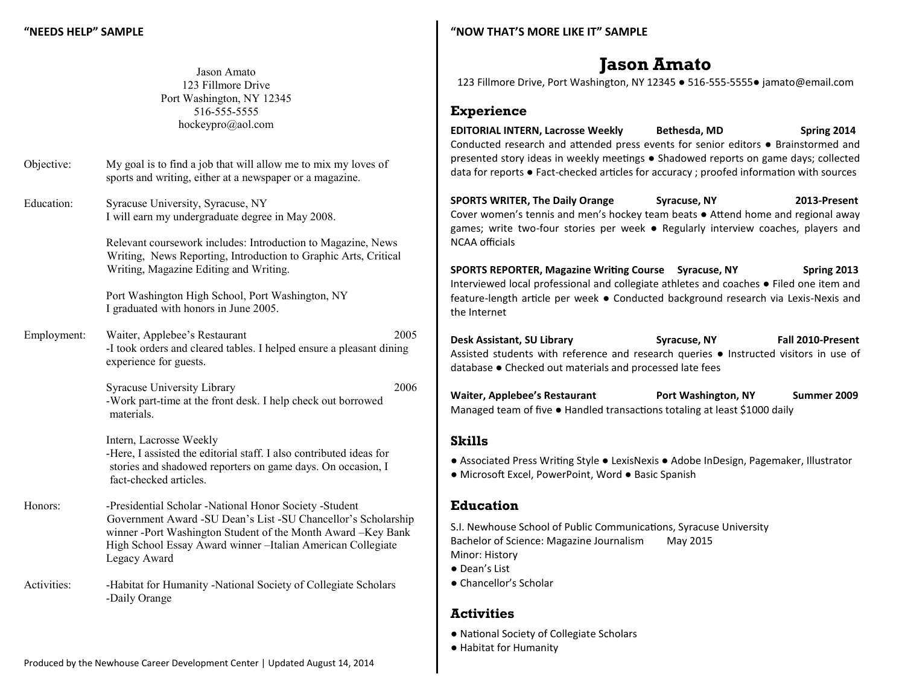## "NEEDS HELP" SAMPLE

Jason Amato
123 Fillmore Drive
Port Washington, NY 12345
516-555-5555
hockeypro@aol.com

**Objective:** My goal is to find a job that will allow me to mix my loves of sports and writing, either at a newspaper or a magazine.

**Education:** Syracuse University, Syracuse, NY
I will earn my undergraduate degree in May 2008.

Relevant coursework includes: Introduction to Magazine, News Writing, News Reporting, Introduction to Graphic Arts, Critical Writing, Magazine Editing and Writing.

Port Washington High School, Port Washington, NY
I graduated with honors in June 2005.

**Employment:** Waiter, Applebee's Restaurant — 2005
-I took orders and cleared tables. I helped ensure a pleasant dining experience for guests.

Syracuse University Library — 2006
-Work part-time at the front desk. I help check out borrowed materials.

Intern, Lacrosse Weekly
-Here, I assisted the editorial staff. I also contributed ideas for stories and shadowed reporters on game days. On occasion, I fact-checked articles.

**Honors:** -Presidential Scholar -National Honor Society -Student Government Award -SU Dean's List -SU Chancellor's Scholarship winner -Port Washington Student of the Month Award –Key Bank High School Essay Award winner –Italian American Collegiate Legacy Award

**Activities:** -Habitat for Humanity -National Society of Collegiate Scholars -Daily Orange

Produced by the Newhouse Career Development Center | Updated August 14, 2014

## "NOW THAT'S MORE LIKE IT" SAMPLE

# Jason Amato

123 Fillmore Drive, Port Washington, NY 12345 ● 516-555-5555● jamato@email.com

### Experience

**EDITORIAL INTERN, Lacrosse Weekly — Bethesda, MD — Spring 2014**
Conducted research and attended press events for senior editors ● Brainstormed and presented story ideas in weekly meetings ● Shadowed reports on game days; collected data for reports ● Fact-checked articles for accuracy ; proofed information with sources

**SPORTS WRITER, The Daily Orange — Syracuse, NY — 2013-Present**
Cover women's tennis and men's hockey team beats ● Attend home and regional away games; write two-four stories per week ● Regularly interview coaches, players and NCAA officials

**SPORTS REPORTER, Magazine Writing Course — Syracuse, NY — Spring 2013**
Interviewed local professional and collegiate athletes and coaches ● Filed one item and feature-length article per week ● Conducted background research via Lexis-Nexis and the Internet

**Desk Assistant, SU Library — Syracuse, NY — Fall 2010-Present**
Assisted students with reference and research queries ● Instructed visitors in use of database ● Checked out materials and processed late fees

**Waiter, Applebee's Restaurant — Port Washington, NY — Summer 2009**
Managed team of five ● Handled transactions totaling at least $1000 daily

### Skills

● Associated Press Writing Style ● LexisNexis ● Adobe InDesign, Pagemaker, Illustrator
● Microsoft Excel, PowerPoint, Word ● Basic Spanish

### Education

S.I. Newhouse School of Public Communications, Syracuse University
Bachelor of Science: Magazine Journalism — May 2015
Minor: History
● Dean's List
● Chancellor's Scholar

### Activities

● National Society of Collegiate Scholars
● Habitat for Humanity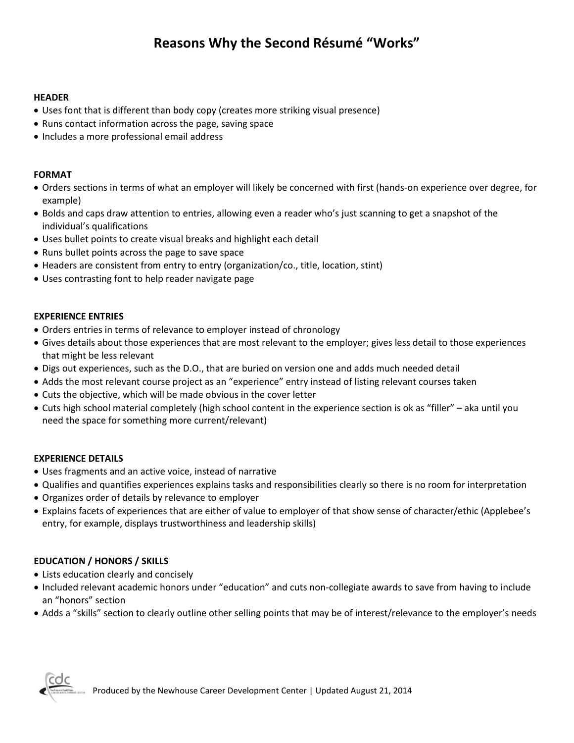# Reasons Why the Second Résumé "Works"

**HEADER**

- Uses font that is different than body copy (creates more striking visual presence)
- Runs contact information across the page, saving space
- Includes a more professional email address

**FORMAT**

- Orders sections in terms of what an employer will likely be concerned with first (hands-on experience over degree, for example)
- Bolds and caps draw attention to entries, allowing even a reader who's just scanning to get a snapshot of the individual's qualifications
- Uses bullet points to create visual breaks and highlight each detail
- Runs bullet points across the page to save space
- Headers are consistent from entry to entry (organization/co., title, location, stint)
- Uses contrasting font to help reader navigate page

**EXPERIENCE ENTRIES**

- Orders entries in terms of relevance to employer instead of chronology
- Gives details about those experiences that are most relevant to the employer; gives less detail to those experiences that might be less relevant
- Digs out experiences, such as the D.O., that are buried on version one and adds much needed detail
- Adds the most relevant course project as an "experience" entry instead of listing relevant courses taken
- Cuts the objective, which will be made obvious in the cover letter
- Cuts high school material completely (high school content in the experience section is ok as "filler" – aka until you need the space for something more current/relevant)

**EXPERIENCE DETAILS**

- Uses fragments and an active voice, instead of narrative
- Qualifies and quantifies experiences explains tasks and responsibilities clearly so there is no room for interpretation
- Organizes order of details by relevance to employer
- Explains facets of experiences that are either of value to employer of that show sense of character/ethic (Applebee's entry, for example, displays trustworthiness and leadership skills)

**EDUCATION / HONORS / SKILLS**

- Lists education clearly and concisely
- Included relevant academic honors under "education" and cuts non-collegiate awards to save from having to include an "honors" section
- Adds a "skills" section to clearly outline other selling points that may be of interest/relevance to the employer's needs

Produced by the Newhouse Career Development Center | Updated August 21, 2014